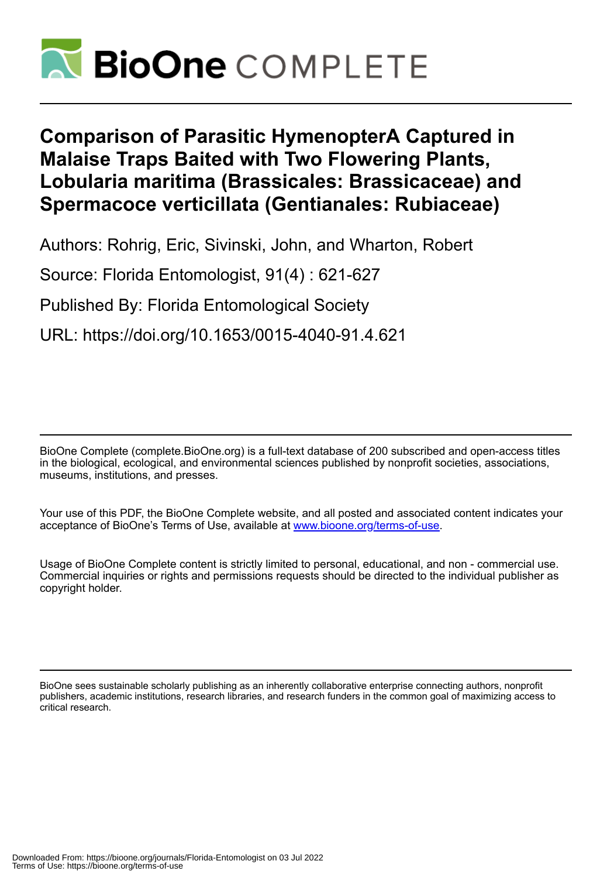# Comparison of Parasitic HymenopterA Captured in Malaise Traps Baited with Two Flowering Plants, Lobularia maritima (Brassicales: Brassicaceae) and Spermacoce verticillata (Gentianales: Rubiaceae)

Authors: Rohrig, Eric, Sivinski, John, and Wharton, Robert

Source: Florida Entomologist, 91(4) : 621-627

Published By: Florida Entomological Society

URL: https://doi.org/10.1653/0015-4040-91.4.621

---

BioOne Complete (complete.BioOne.org) is a full-text database of 200 subscribed and open-access titles in the biological, ecological, and environmental sciences published by nonprofit societies, associations, museums, institutions, and presses.

Your use of this PDF, the BioOne Complete website, and all posted and associated content indicates your acceptance of BioOne's Terms of Use, available at www.bioone.org/terms-of-use.

Usage of BioOne Complete content is strictly limited to personal, educational, and non - commercial use. Commercial inquiries or rights and permissions requests should be directed to the individual publisher as copyright holder.

---

BioOne sees sustainable scholarly publishing as an inherently collaborative enterprise connecting authors, nonprofit publishers, academic institutions, research libraries, and research funders in the common goal of maximizing access to critical research.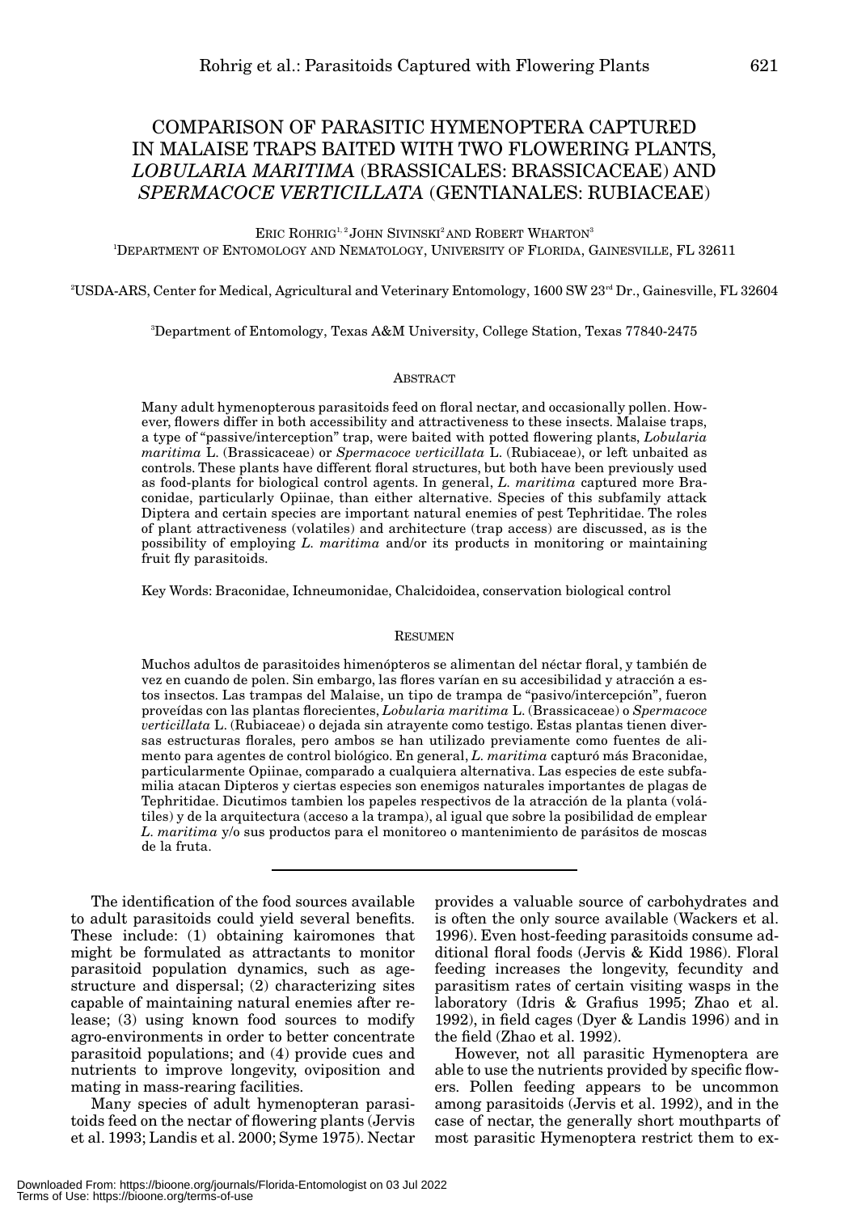# COMPARISON OF PARASITIC HYMENOPTERA CAPTURED IN MALAISE TRAPS BAITED WITH TWO FLOWERING PLANTS, *LOBULARIA MARITIMA* (BRASSICALES: BRASSICACEAE) AND *SPERMACOCE VERTICILLATA* (GENTIANALES: RUBIACEAE)

ERIC ROHRIG[1,2] JOHN SIVINSKI[2] AND ROBERT WHARTON[3]

[1]DEPARTMENT OF ENTOMOLOGY AND NEMATOLOGY, UNIVERSITY OF FLORIDA, GAINESVILLE, FL 32611

[2]USDA-ARS, Center for Medical, Agricultural and Veterinary Entomology, 1600 SW 23rd Dr., Gainesville, FL 32604

[3]Department of Entomology, Texas A&M University, College Station, Texas 77840-2475

## ABSTRACT

Many adult hymenopterous parasitoids feed on floral nectar, and occasionally pollen. However, flowers differ in both accessibility and attractiveness to these insects. Malaise traps, a type of "passive/interception" trap, were baited with potted flowering plants, *Lobularia maritima* L. (Brassicaceae) or *Spermacoce verticillata* L. (Rubiaceae), or left unbaited as controls. These plants have different floral structures, but both have been previously used as food-plants for biological control agents. In general, *L. maritima* captured more Braconidae, particularly Opiinae, than either alternative. Species of this subfamily attack Diptera and certain species are important natural enemies of pest Tephritidae. The roles of plant attractiveness (volatiles) and architecture (trap access) are discussed, as is the possibility of employing *L. maritima* and/or its products in monitoring or maintaining fruit fly parasitoids.

Key Words: Braconidae, Ichneumonidae, Chalcidoidea, conservation biological control

## RESUMEN

Muchos adultos de parasitoides himenópteros se alimentan del néctar floral, y también de vez en cuando de polen. Sin embargo, las flores varían en su accesibilidad y atracción a estos insectos. Las trampas del Malaise, un tipo de trampa de "pasivo/intercepción", fueron proveídas con las plantas florecientes, *Lobularia maritima* L. (Brassicaceae) o *Spermacoce verticillata* L. (Rubiaceae) o dejada sin atrayente como testigo. Estas plantas tienen diversas estructuras florales, pero ambos se han utilizado previamente como fuentes de alimento para agentes de control biológico. En general, *L. maritima* capturó más Braconidae, particularmente Opiinae, comparado a cualquiera alternativa. Las especies de esta subfamilia atacan Dipteros y ciertas especies son enemigos naturales importantes de plagas de Tephritidae. Dicutimos tambien los papeles respectivos de la atracción de la planta (volátiles) y de la arquitectura (acceso a la trampa), al igual que sobre la posibilidad de emplear *L. maritima* y/o sus productos para el monitoreo o mantenimiento de parásitos de moscas de la fruta.

---

The identification of the food sources available to adult parasitoids could yield several benefits. These include: (1) obtaining kairomones that might be formulated as attractants to monitor parasitoid population dynamics, such as age-structure and dispersal; (2) characterizing sites capable of maintaining natural enemies after release; (3) using known food sources to modify agro-environments in order to better concentrate parasitoid populations; and (4) provide cues and nutrients to improve longevity, oviposition and mating in mass-rearing facilities.

Many species of adult hymenopteran parasitoids feed on the nectar of flowering plants (Jervis et al. 1993; Landis et al. 2000; Syme 1975). Nectar provides a valuable source of carbohydrates and is often the only source available (Wackers et al. 1996). Even host-feeding parasitoids consume additional floral foods (Jervis & Kidd 1986). Floral feeding increases the longevity, fecundity and parasitism rates of certain visiting wasps in the laboratory (Idris & Grafius 1995; Zhao et al. 1992), in field cages (Dyer & Landis 1996) and in the field (Zhao et al. 1992).

However, not all parasitic Hymenoptera are able to use the nutrients provided by specific flowers. Pollen feeding appears to be uncommon among parasitoids (Jervis et al. 1992), and in the case of nectar, the generally short mouthparts of most parasitic Hymenoptera restrict them to ex-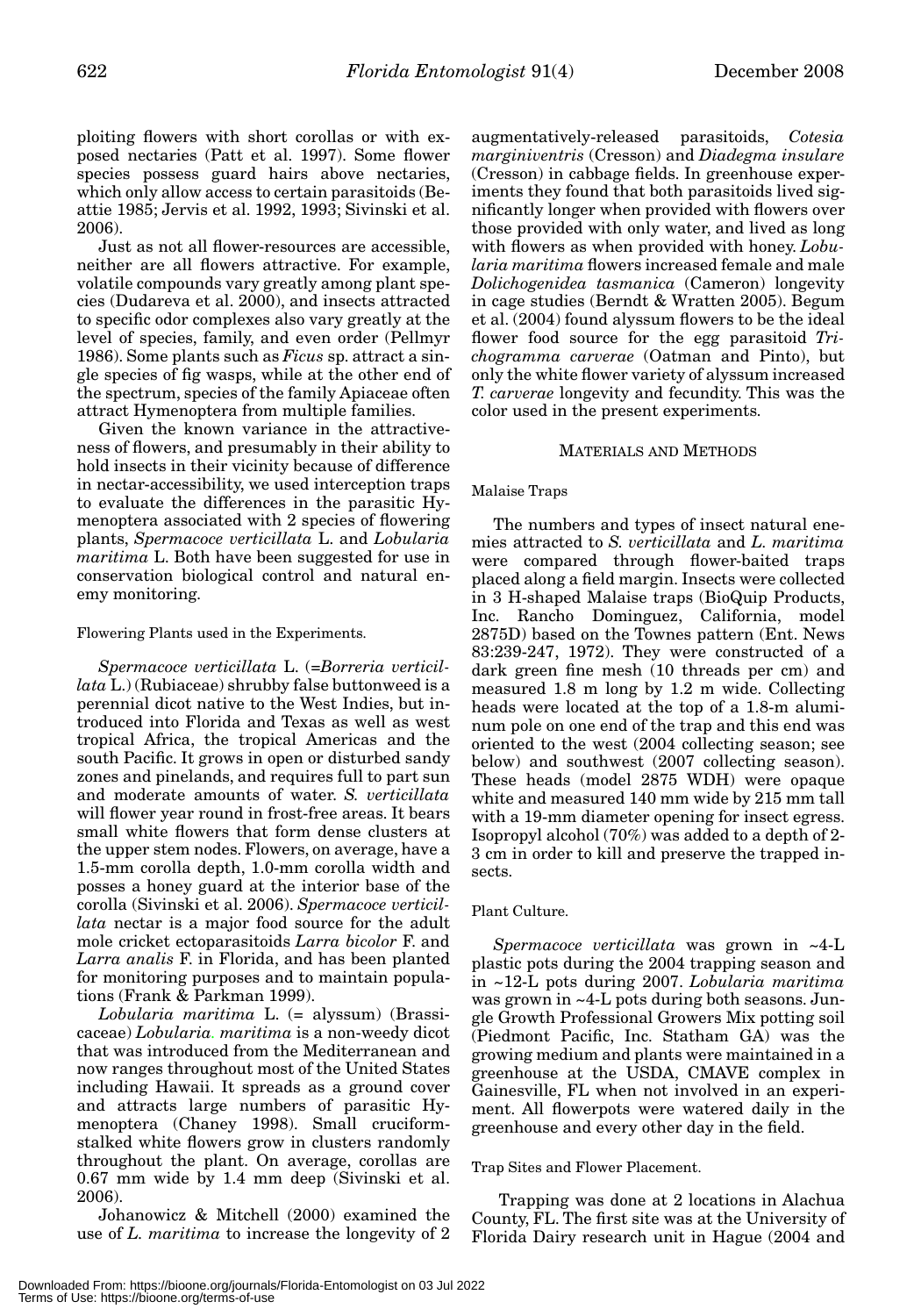ploiting flowers with short corollas or with exposed nectaries (Patt et al. 1997). Some flower species possess guard hairs above nectaries, which only allow access to certain parasitoids (Beattie 1985; Jervis et al. 1992, 1993; Sivinski et al. 2006).

Just as not all flower-resources are accessible, neither are all flowers attractive. For example, volatile compounds vary greatly among plant species (Dudareva et al. 2000), and insects attracted to specific odor complexes also vary greatly at the level of species, family, and even order (Pellmyr 1986). Some plants such as *Ficus* sp. attract a single species of fig wasps, while at the other end of the spectrum, species of the family Apiaceae often attract Hymenoptera from multiple families.

Given the known variance in the attractiveness of flowers, and presumably in their ability to hold insects in their vicinity because of difference in nectar-accessibility, we used interception traps to evaluate the differences in the parasitic Hymenoptera associated with 2 species of flowering plants, *Spermacoce verticillata* L. and *Lobularia maritima* L. Both have been suggested for use in conservation biological control and natural enemy monitoring.

### Flowering Plants used in the Experiments.

*Spermacoce verticillata* L. (=*Borreria verticillata* L.) (Rubiaceae) shrubby false buttonweed is a perennial dicot native to the West Indies, but introduced into Florida and Texas as well as west tropical Africa, the tropical Americas and the south Pacific. It grows in open or disturbed sandy zones and pinelands, and requires full to part sun and moderate amounts of water. *S. verticillata* will flower year round in frost-free areas. It bears small white flowers that form dense clusters at the upper stem nodes. Flowers, on average, have a 1.5-mm corolla depth, 1.0-mm corolla width and posses a honey guard at the interior base of the corolla (Sivinski et al. 2006). *Spermacoce verticillata* nectar is a major food source for the adult mole cricket ectoparasitoids *Larra bicolor* F. and *Larra analis* F. in Florida, and has been planted for monitoring purposes and to maintain populations (Frank & Parkman 1999).

*Lobularia maritima* L. (= alyssum) (Brassicaceae) *Lobularia. maritima* is a non-weedy dicot that was introduced from the Mediterranean and now ranges throughout most of the United States including Hawaii. It spreads as a ground cover and attracts large numbers of parasitic Hymenoptera (Chaney 1998). Small cruciform-stalked white flowers grow in clusters randomly throughout the plant. On average, corollas are 0.67 mm wide by 1.4 mm deep (Sivinski et al. 2006).

Johanowicz & Mitchell (2000) examined the use of *L. maritima* to increase the longevity of 2 augmentatively-released parasitoids, *Cotesia marginiventris* (Cresson) and *Diadegma insulare* (Cresson) in cabbage fields. In greenhouse experiments they found that both parasitoids lived significantly longer when provided with flowers over those provided with only water, and lived as long with flowers as when provided with honey. *Lobularia maritima* flowers increased female and male *Dolichogenidea tasmanica* (Cameron) longevity in cage studies (Berndt & Wratten 2005). Begum et al. (2004) found alyssum flowers to be the ideal flower food source for the egg parasitoid *Trichogramma carverae* (Oatman and Pinto), but only the white flower variety of alyssum increased *T. carverae* longevity and fecundity. This was the color used in the present experiments.

## MATERIALS AND METHODS

### Malaise Traps

The numbers and types of insect natural enemies attracted to *S. verticillata* and *L. maritima* were compared through flower-baited traps placed along a field margin. Insects were collected in 3 H-shaped Malaise traps (BioQuip Products, Inc. Rancho Dominguez, California, model 2875D) based on the Townes pattern (Ent. News 83:239-247, 1972). They were constructed of a dark green fine mesh (10 threads per cm) and measured 1.8 m long by 1.2 m wide. Collecting heads were located at the top of a 1.8-m aluminum pole on one end of the trap and this end was oriented to the west (2004 collecting season; see below) and southwest (2007 collecting season). These heads (model 2875 WDH) were opaque white and measured 140 mm wide by 215 mm tall with a 19-mm diameter opening for insect egress. Isopropyl alcohol (70%) was added to a depth of 2-3 cm in order to kill and preserve the trapped insects.

### Plant Culture.

*Spermacoce verticillata* was grown in ~4-L plastic pots during the 2004 trapping season and in ~12-L pots during 2007. *Lobularia maritima* was grown in ~4-L pots during both seasons. Jungle Growth Professional Growers Mix potting soil (Piedmont Pacific, Inc. Statham GA) was the growing medium and plants were maintained in a greenhouse at the USDA, CMAVE complex in Gainesville, FL when not involved in an experiment. All flowerpots were watered daily in the greenhouse and every other day in the field.

### Trap Sites and Flower Placement.

Trapping was done at 2 locations in Alachua County, FL. The first site was at the University of Florida Dairy research unit in Hague (2004 and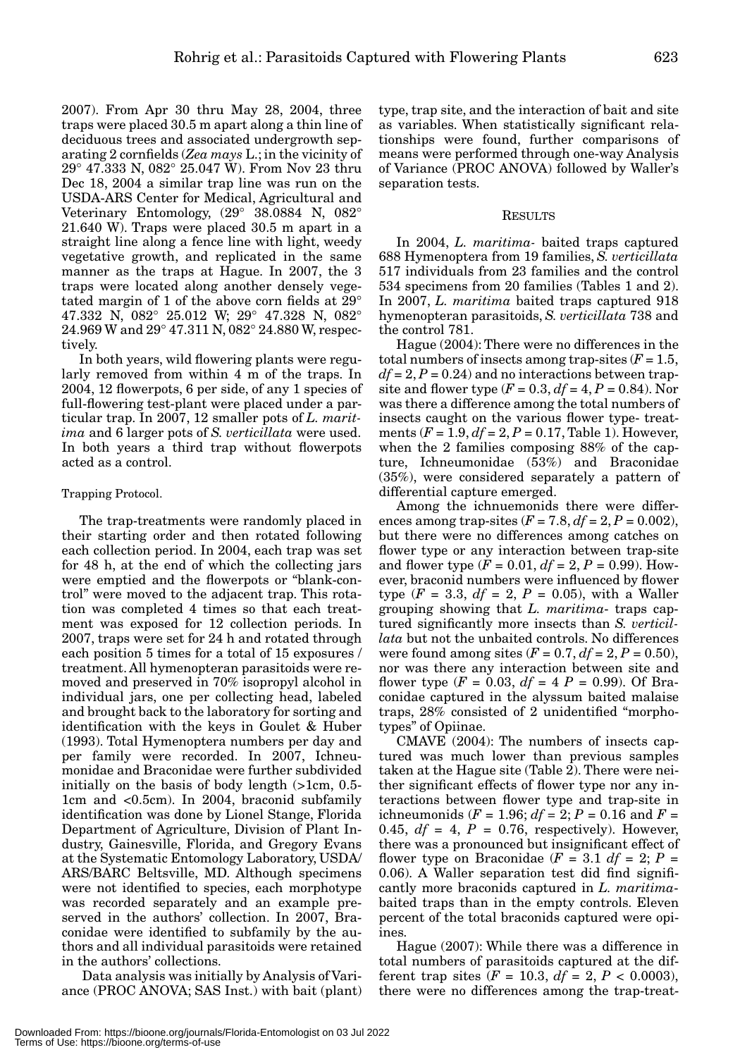2007). From Apr 30 thru May 28, 2004, three traps were placed 30.5 m apart along a thin line of deciduous trees and associated undergrowth separating 2 cornfields (*Zea mays* L.; in the vicinity of 29° 47.333 N, 082° 25.047 W). From Nov 23 thru Dec 18, 2004 a similar trap line was run on the USDA-ARS Center for Medical, Agricultural and Veterinary Entomology, (29° 38.0884 N, 082° 21.640 W). Traps were placed 30.5 m apart in a straight line along a fence line with light, weedy vegetative growth, and replicated in the same manner as the traps at Hague. In 2007, the 3 traps were located along another densely vegetated margin of 1 of the above corn fields at 29° 47.332 N, 082° 25.012 W; 29° 47.328 N, 082° 24.969 W and 29° 47.311 N, 082° 24.880 W, respectively.

In both years, wild flowering plants were regularly removed from within 4 m of the traps. In 2004, 12 flowerpots, 6 per side, of any 1 species of full-flowering test-plant were placed under a particular trap. In 2007, 12 smaller pots of *L. maritima* and 6 larger pots of *S. verticillata* were used. In both years a third trap without flowerpots acted as a control.

### Trapping Protocol.

The trap-treatments were randomly placed in their starting order and then rotated following each collection period. In 2004, each trap was set for 48 h, at the end of which the collecting jars were emptied and the flowerpots or "blank-control" were moved to the adjacent trap. This rotation was completed 4 times so that each treatment was exposed for 12 collection periods. In 2007, traps were set for 24 h and rotated through each position 5 times for a total of 15 exposures / treatment. All hymenopteran parasitoids were removed and preserved in 70% isopropyl alcohol in individual jars, one per collecting head, labeled and brought back to the laboratory for sorting and identification with the keys in Goulet & Huber (1993). Total Hymenoptera numbers per day and per family were recorded. In 2007, Ichneumonidae and Braconidae were further subdivided initially on the basis of body length (>1cm, 0.5-1cm and <0.5cm). In 2004, braconid subfamily identification was done by Lionel Stange, Florida Department of Agriculture, Division of Plant Industry, Gainesville, Florida, and Gregory Evans at the Systematic Entomology Laboratory, USDA/ARS/BARC Beltsville, MD. Although specimens were not identified to species, each morphotype was recorded separately and an example preserved in the authors' collection. In 2007, Braconidae were identified to subfamily by the authors and all individual parasitoids were retained in the authors' collections.

Data analysis was initially by Analysis of Variance (PROC ANOVA; SAS Inst.) with bait (plant) type, trap site, and the interaction of bait and site as variables. When statistically significant relationships were found, further comparisons of means were performed through one-way Analysis of Variance (PROC ANOVA) followed by Waller's separation tests.

## RESULTS

In 2004, *L. maritima*- baited traps captured 688 Hymenoptera from 19 families, *S. verticillata* 517 individuals from 23 families and the control 534 specimens from 20 families (Tables 1 and 2). In 2007, *L. maritima* baited traps captured 918 hymenopteran parasitoids, *S. verticillata* 738 and the control 781.

Hague (2004): There were no differences in the total numbers of insects among trap-sites ($F = 1.5$, $df = 2$, $P = 0.24$) and no interactions between trap-site and flower type ($F = 0.3$, $df = 4$, $P = 0.84$). Nor was there a difference among the total numbers of insects caught on the various flower type- treatments ($F = 1.9$, $df = 2$, $P = 0.17$, Table 1). However, when the 2 families composing 88% of the capture, Ichneumonidae (53%) and Braconidae (35%), were considered separately a pattern of differential capture emerged.

Among the ichnuemonids there were differences among trap-sites ($F = 7.8$, $df = 2$, $P = 0.002$), but there were no differences among catches on flower type or any interaction between trap-site and flower type ($F = 0.01$, $df = 2$, $P = 0.99$). However, braconid numbers were influenced by flower type ($F = 3.3$, $df = 2$, $P = 0.05$), with a Waller grouping showing that *L. maritima*- traps captured significantly more insects than *S. verticillata* but not the unbaited controls. No differences were found among sites ($F = 0.7$, $df = 2$, $P = 0.50$), nor was there any interaction between site and flower type ($F = 0.03$, $df = 4$ $P = 0.99$). Of Braconidae captured in the alyssum baited malaise traps, 28% consisted of 2 unidentified "morphotypes" of Opiinae.

CMAVE (2004): The numbers of insects captured was much lower than previous samples taken at the Hague site (Table 2). There were neither significant effects of flower type nor any interactions between flower type and trap-site in ichneumonids ($F = 1.96$; $df = 2$; $P = 0.16$ and $F = 0.45$, $df = 4$, $P = 0.76$, respectively). However, there was a pronounced but insignificant effect of flower type on Braconidae ($F = 3.1$ $df = 2$; $P = 0.06$). A Waller separation test did find significantly more braconids captured in *L. maritima*-baited traps than in the empty controls. Eleven percent of the total braconids captured were opiines.

Hague (2007): While there was a difference in total numbers of parasitoids captured at the different trap sites ($F = 10.3$, $df = 2$, $P < 0.0003$), there were no differences among the trap-treat-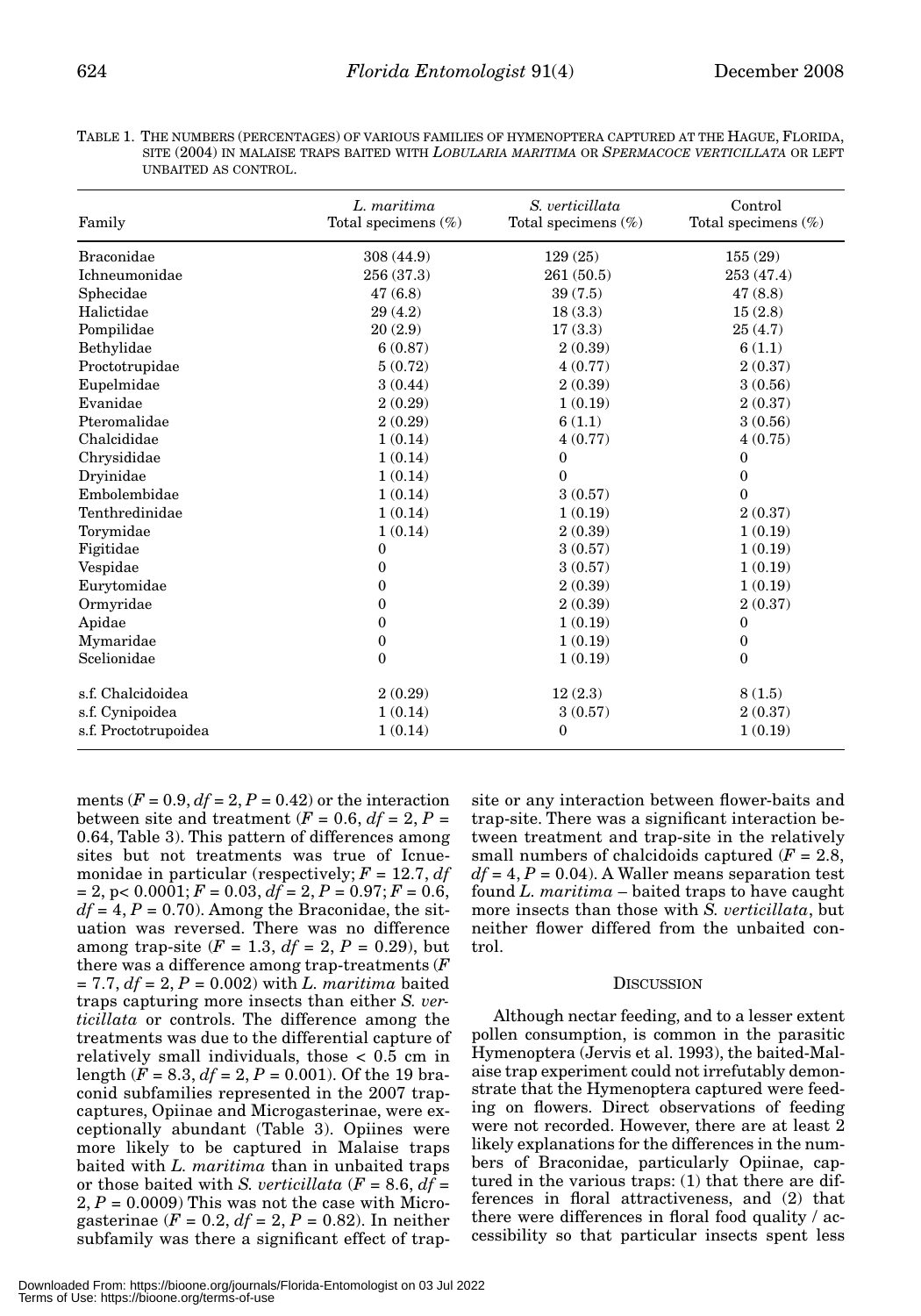TABLE 1. THE NUMBERS (PERCENTAGES) OF VARIOUS FAMILIES OF HYMENOPTERA CAPTURED AT THE HAGUE, FLORIDA, SITE (2004) IN MALAISE TRAPS BAITED WITH *LOBULARIA MARITIMA* OR *SPERMACOCE VERTICILLATA* OR LEFT UNBAITED AS CONTROL.

| Family | *L. maritima* Total specimens (%) | *S. verticillata* Total specimens (%) | Control Total specimens (%) |
|---|---|---|---|
| Braconidae | 308 (44.9) | 129 (25) | 155 (29) |
| Ichneumonidae | 256 (37.3) | 261 (50.5) | 253 (47.4) |
| Sphecidae | 47 (6.8) | 39 (7.5) | 47 (8.8) |
| Halictidae | 29 (4.2) | 18 (3.3) | 15 (2.8) |
| Pompilidae | 20 (2.9) | 17 (3.3) | 25 (4.7) |
| Bethylidae | 6 (0.87) | 2 (0.39) | 6 (1.1) |
| Proctotrupidae | 5 (0.72) | 4 (0.77) | 2 (0.37) |
| Eupelmidae | 3 (0.44) | 2 (0.39) | 3 (0.56) |
| Evanidae | 2 (0.29) | 1 (0.19) | 2 (0.37) |
| Pteromalidae | 2 (0.29) | 6 (1.1) | 3 (0.56) |
| Chalcididae | 1 (0.14) | 4 (0.77) | 4 (0.75) |
| Chrysididae | 1 (0.14) | 0 | 0 |
| Dryinidae | 1 (0.14) | 0 | 0 |
| Embolembidae | 1 (0.14) | 3 (0.57) | 0 |
| Tenthredinidae | 1 (0.14) | 1 (0.19) | 2 (0.37) |
| Torymidae | 1 (0.14) | 2 (0.39) | 1 (0.19) |
| Figitidae | 0 | 3 (0.57) | 1 (0.19) |
| Vespidae | 0 | 3 (0.57) | 1 (0.19) |
| Eurytomidae | 0 | 2 (0.39) | 1 (0.19) |
| Ormyridae | 0 | 2 (0.39) | 2 (0.37) |
| Apidae | 0 | 1 (0.19) | 0 |
| Mymaridae | 0 | 1 (0.19) | 0 |
| Scelionidae | 0 | 1 (0.19) | 0 |
| s.f. Chalcidoidea | 2 (0.29) | 12 (2.3) | 8 (1.5) |
| s.f. Cynipoidea | 1 (0.14) | 3 (0.57) | 2 (0.37) |
| s.f. Proctotrupoidea | 1 (0.14) | 0 | 1 (0.19) |

ments ($F = 0.9$, $df = 2$, $P = 0.42$) or the interaction between site and treatment ($F = 0.6$, $df = 2$, $P = 0.64$, Table 3). This pattern of differences among sites but not treatments was true of Icnuemonidae in particular (respectively; $F = 12.7$, $df = 2$, $p < 0.0001$; $F = 0.03$, $df = 2$, $P = 0.97$; $F = 0.6$, $df = 4$, $P = 0.70$). Among the Braconidae, the situation was reversed. There was no difference among trap-site ($F = 1.3$, $df = 2$, $P = 0.29$), but there was a difference among trap-treatments ($F = 7.7$, $df = 2$, $P = 0.002$) with *L. maritima* baited traps capturing more insects than either *S. verticillata* or controls. The difference among the treatments was due to the differential capture of relatively small individuals, those < 0.5 cm in length ($F = 8.3$, $df = 2$, $P = 0.001$). Of the 19 braconid subfamilies represented in the 2007 trap-captures, Opiinae and Microgasterinae, were exceptionally abundant (Table 3). Opiines were more likely to be captured in Malaise traps baited with *L. maritima* than in unbaited traps or those baited with *S. verticillata* ($F = 8.6$, $df = 2$, $P = 0.0009$) This was not the case with Microgasterinae ($F = 0.2$, $df = 2$, $P = 0.82$). In neither subfamily was there a significant effect of trap-site or any interaction between flower-baits and trap-site. There was a significant interaction between treatment and trap-site in the relatively small numbers of chalcidoids captured ($F = 2.8$, $df = 4$, $P = 0.04$). A Waller means separation test found *L. maritima* – baited traps to have caught more insects than those with *S. verticillata*, but neither flower differed from the unbaited control.

## DISCUSSION

Although nectar feeding, and to a lesser extent pollen consumption, is common in the parasitic Hymenoptera (Jervis et al. 1993), the baited-Malaise trap experiment could not irrefutably demonstrate that the Hymenoptera captured were feeding on flowers. Direct observations of feeding were not recorded. However, there are at least 2 likely explanations for the differences in the numbers of Braconidae, particularly Opiinae, captured in the various traps: (1) that there are differences in floral attractiveness, and (2) that there were differences in floral food quality / accessibility so that particular insects spent less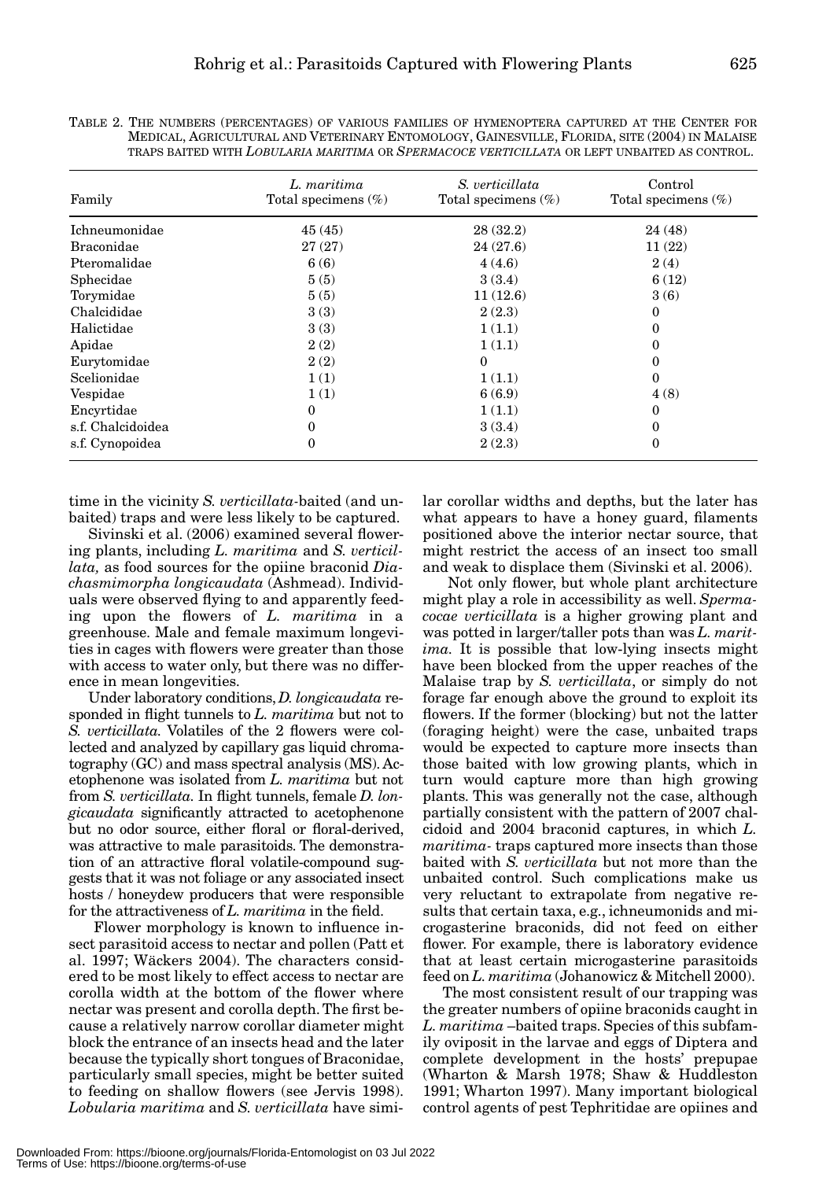TABLE 2. THE NUMBERS (PERCENTAGES) OF VARIOUS FAMILIES OF HYMENOPTERA CAPTURED AT THE CENTER FOR MEDICAL, AGRICULTURAL AND VETERINARY ENTOMOLOGY, GAINESVILLE, FLORIDA, SITE (2004) IN MALAISE TRAPS BAITED WITH *LOBULARIA MARITIMA* OR *SPERMACOCE VERTICILLATA* OR LEFT UNBAITED AS CONTROL.

| Family | *L. maritima* Total specimens (%) | *S. verticillata* Total specimens (%) | Control Total specimens (%) |
|---|---|---|---|
| Ichneumonidae | 45 (45) | 28 (32.2) | 24 (48) |
| Braconidae | 27 (27) | 24 (27.6) | 11 (22) |
| Pteromalidae | 6 (6) | 4 (4.6) | 2 (4) |
| Sphecidae | 5 (5) | 3 (3.4) | 6 (12) |
| Torymidae | 5 (5) | 11 (12.6) | 3 (6) |
| Chalcididae | 3 (3) | 2 (2.3) | 0 |
| Halictidae | 3 (3) | 1 (1.1) | 0 |
| Apidae | 2 (2) | 1 (1.1) | 0 |
| Eurytomidae | 2 (2) | 0 | 0 |
| Scelionidae | 1 (1) | 1 (1.1) | 0 |
| Vespidae | 1 (1) | 6 (6.9) | 4 (8) |
| Encyrtidae | 0 | 1 (1.1) | 0 |
| s.f. Chalcidoidea | 0 | 3 (3.4) | 0 |
| s.f. Cynopoidea | 0 | 2 (2.3) | 0 |

time in the vicinity *S. verticillata*-baited (and unbaited) traps and were less likely to be captured.

Sivinski et al. (2006) examined several flowering plants, including *L. maritima* and *S. verticillata,* as food sources for the opiine braconid *Diachasmimorpha longicaudata* (Ashmead). Individuals were observed flying to and apparently feeding upon the flowers of *L. maritima* in a greenhouse. Male and female maximum longevities in cages with flowers were greater than those with access to water only, but there was no difference in mean longevities.

Under laboratory conditions, *D. longicaudata* responded in flight tunnels to *L. maritima* but not to *S. verticillata.* Volatiles of the 2 flowers were collected and analyzed by capillary gas liquid chromatography (GC) and mass spectral analysis (MS). Acetophenone was isolated from *L. maritima* but not from *S. verticillata.* In flight tunnels, female *D. longicaudata* significantly attracted to acetophenone but no odor source, either floral or floral-derived, was attractive to male parasitoids. The demonstration of an attractive floral volatile-compound suggests that it was not foliage or any associated insect hosts / honeydew producers that were responsible for the attractiveness of *L. maritima* in the field.

Flower morphology is known to influence insect parasitoid access to nectar and pollen (Patt et al. 1997; Wäckers 2004). The characters considered to be most likely to effect access to nectar are corolla width at the bottom of the flower where nectar was present and corolla depth. The first because a relatively narrow corollar diameter might block the entrance of an insects head and the later because the typically short tongues of Braconidae, particularly small species, might be better suited to feeding on shallow flowers (see Jervis 1998). *Lobularia maritima* and *S. verticillata* have similar corollar widths and depths, but the later has what appears to have a honey guard, filaments positioned above the interior nectar source, that might restrict the access of an insect too small and weak to displace them (Sivinski et al. 2006).

Not only flower, but whole plant architecture might play a role in accessibility as well. *Spermacocae verticillata* is a higher growing plant and was potted in larger/taller pots than was *L. maritima.* It is possible that low-lying insects might have been blocked from the upper reaches of the Malaise trap by *S. verticillata*, or simply do not forage far enough above the ground to exploit its flowers. If the former (blocking) but not the latter (foraging height) were the case, unbaited traps would be expected to capture more insects than those baited with low growing plants, which in turn would capture more than high growing plants. This was generally not the case, although partially consistent with the pattern of 2007 chalcidoid and 2004 braconid captures, in which *L. maritima*- traps captured more insects than those baited with *S. verticillata* but not more than the unbaited control. Such complications make us very reluctant to extrapolate from negative results that certain taxa, e.g., ichneumonids and microgasterine braconids, did not feed on either flower. For example, there is laboratory evidence that at least certain microgasterine parasitoids feed on *L. maritima* (Johanowicz & Mitchell 2000).

The most consistent result of our trapping was the greater numbers of opiine braconids caught in *L. maritima* –baited traps. Species of this subfamily oviposit in the larvae and eggs of Diptera and complete development in the hosts' prepupae (Wharton & Marsh 1978; Shaw & Huddleston 1991; Wharton 1997). Many important biological control agents of pest Tephritidae are opiines and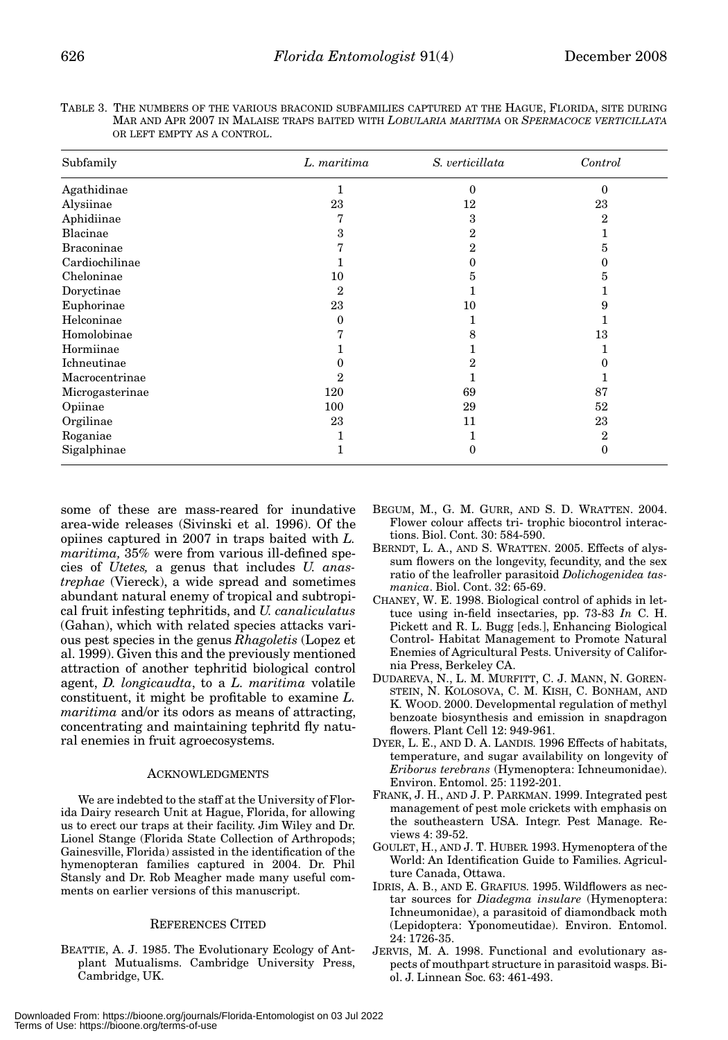TABLE 3. THE NUMBERS OF THE VARIOUS BRACONID SUBFAMILIES CAPTURED AT THE HAGUE, FLORIDA, SITE DURING MAR AND APR 2007 IN MALAISE TRAPS BAITED WITH *LOBULARIA MARITIMA* OR *SPERMACOCE VERTICILLATA* OR LEFT EMPTY AS A CONTROL.

| Subfamily | *L. maritima* | *S. verticillata* | *Control* |
|---|---|---|---|
| Agathidinae | 1 | 0 | 0 |
| Alysiinae | 23 | 12 | 23 |
| Aphidiinae | 7 | 3 | 2 |
| Blacinae | 3 | 2 | 1 |
| Braconinae | 7 | 2 | 5 |
| Cardiochilinae | 1 | 0 | 0 |
| Cheloninae | 10 | 5 | 5 |
| Doryctinae | 2 | 1 | 1 |
| Euphorinae | 23 | 10 | 9 |
| Helconinae | 0 | 1 | 1 |
| Homolobinae | 7 | 8 | 13 |
| Hormiinae | 1 | 1 | 1 |
| Ichneutinae | 0 | 2 | 0 |
| Macrocentrinae | 2 | 1 | 1 |
| Microgasterinae | 120 | 69 | 87 |
| Opiinae | 100 | 29 | 52 |
| Orgilinae | 23 | 11 | 23 |
| Roganiae | 1 | 1 | 2 |
| Sigalphinae | 1 | 0 | 0 |

some of these are mass-reared for inundative area-wide releases (Sivinski et al. 1996). Of the opiines captured in 2007 in traps baited with *L. maritima,* 35% were from various ill-defined species of *Utetes,* a genus that includes *U. anastrephae* (Viereck), a wide spread and sometimes abundant natural enemy of tropical and subtropical fruit infesting tephritids, and *U. canaliculatus* (Gahan), which with related species attacks various pest species in the genus *Rhagoletis* (Lopez et al. 1999). Given this and the previously mentioned attraction of another tephritid biological control agent, *D. longicaudta*, to a *L. maritima* volatile constituent, it might be profitable to examine *L. maritima* and/or its odors as means of attracting, concentrating and maintaining tephritd fly natural enemies in fruit agroecosystems.

## ACKNOWLEDGMENTS

We are indebted to the staff at the University of Florida Dairy research Unit at Hague, Florida, for allowing us to erect our traps at their facility. Jim Wiley and Dr. Lionel Stange (Florida State Collection of Arthropods; Gainesville, Florida) assisted in the identification of the hymenopteran families captured in 2004. Dr. Phil Stansly and Dr. Rob Meagher made many useful comments on earlier versions of this manuscript.

## REFERENCES CITED

BEATTIE, A. J. 1985. The Evolutionary Ecology of Ant-plant Mutualisms. Cambridge University Press, Cambridge, UK.

BEGUM, M., G. M. GURR, AND S. D. WRATTEN. 2004. Flower colour affects tri- trophic biocontrol interactions. Biol. Cont. 30: 584-590.

BERNDT, L. A., AND S. WRATTEN. 2005. Effects of alyssum flowers on the longevity, fecundity, and the sex ratio of the leafroller parasitoid *Dolichogenidea tasmanica*. Biol. Cont. 32: 65-69.

CHANEY, W. E. 1998. Biological control of aphids in lettuce using in-field insectaries, pp. 73-83 *In* C. H. Pickett and R. L. Bugg [eds.], Enhancing Biological Control- Habitat Management to Promote Natural Enemies of Agricultural Pests. University of California Press, Berkeley CA.

DUDAREVA, N., L. M. MURFITT, C. J. MANN, N. GORENSTEIN, N. KOLOSOVA, C. M. KISH, C. BONHAM, AND K. WOOD. 2000. Developmental regulation of methyl benzoate biosynthesis and emission in snapdragon flowers. Plant Cell 12: 949-961.

DYER, L. E., AND D. A. LANDIS. 1996 Effects of habitats, temperature, and sugar availability on longevity of *Eriborus terebrans* (Hymenoptera: Ichneumonidae). Environ. Entomol. 25: 1192-201.

FRANK, J. H., AND J. P. PARKMAN. 1999. Integrated pest management of pest mole crickets with emphasis on the southeastern USA. Integr. Pest Manage. Reviews 4: 39-52.

GOULET, H., AND J. T. HUBER. 1993. Hymenoptera of the World: An Identification Guide to Families. Agriculture Canada, Ottawa.

IDRIS, A. B., AND E. GRAFIUS. 1995. Wildflowers as nectar sources for *Diadegma insulare* (Hymenoptera: Ichneumonidae), a parasitoid of diamondback moth (Lepidoptera: Yponomeutidae). Environ. Entomol. 24: 1726-35.

JERVIS, M. A. 1998. Functional and evolutionary aspects of mouthpart structure in parasitoid wasps. Biol. J. Linnean Soc. 63: 461-493.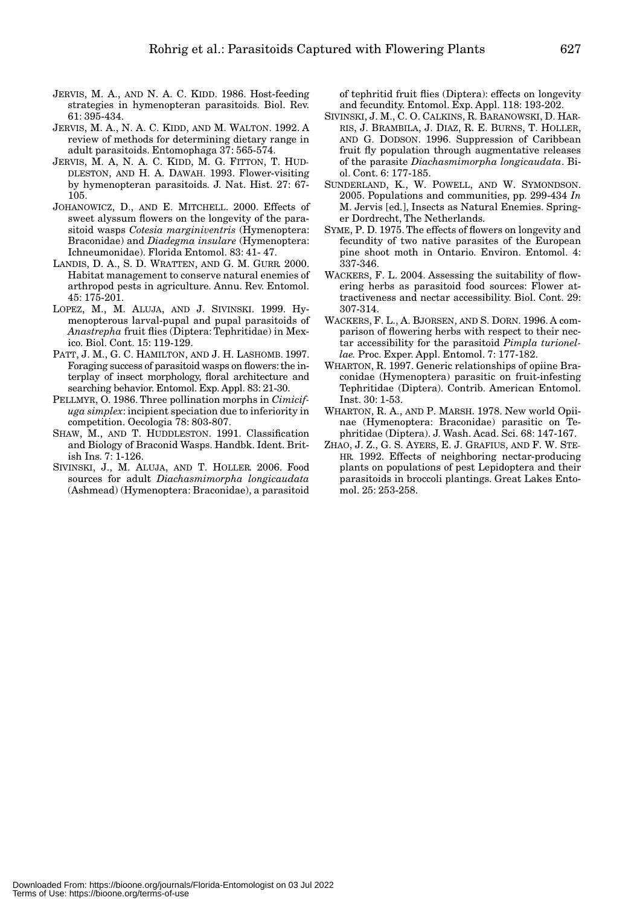JERVIS, M. A., AND N. A. C. KIDD. 1986. Host-feeding strategies in hymenopteran parasitoids. Biol. Rev. 61: 395-434.

JERVIS, M. A., N. A. C. KIDD, AND M. WALTON. 1992. A review of methods for determining dietary range in adult parasitoids. Entomophaga 37: 565-574.

JERVIS, M. A, N. A. C. KIDD, M. G. FITTON, T. HUDDLESTON, AND H. A. DAWAH. 1993. Flower-visiting by hymenopteran parasitoids. J. Nat. Hist. 27: 67-105.

JOHANOWICZ, D., AND E. MITCHELL. 2000. Effects of sweet alyssum flowers on the longevity of the parasitoid wasps *Cotesia marginiventris* (Hymenoptera: Braconidae) and *Diadegma insulare* (Hymenoptera: Ichneumonidae). Florida Entomol. 83: 41- 47.

LANDIS, D. A., S. D. WRATTEN, AND G. M. GURR. 2000. Habitat management to conserve natural enemies of arthropod pests in agriculture. Annu. Rev. Entomol. 45: 175-201.

LOPEZ, M., M. ALUJA, AND J. SIVINSKI. 1999. Hymenopterous larval-pupal and pupal parasitoids of *Anastrepha* fruit flies (Diptera: Tephritidae) in Mexico. Biol. Cont. 15: 119-129.

PATT, J. M., G. C. HAMILTON, AND J. H. LASHOMB. 1997. Foraging success of parasitoid wasps on flowers: the interplay of insect morphology, floral architecture and searching behavior. Entomol. Exp. Appl. 83: 21-30.

PELLMYR, O. 1986. Three pollination morphs in *Cimicifuga simplex*: incipient speciation due to inferiority in competition. Oecologia 78: 803-807.

SHAW, M., AND T. HUDDLESTON. 1991. Classification and Biology of Braconid Wasps. Handbk. Ident. British Ins. 7: 1-126.

SIVINSKI, J., M. ALUJA, AND T. HOLLER. 2006. Food sources for adult *Diachasmimorpha longicaudata* (Ashmead) (Hymenoptera: Braconidae), a parasitoid of tephritid fruit flies (Diptera): effects on longevity and fecundity. Entomol. Exp. Appl. 118: 193-202.

SIVINSKI, J. M., C. O. CALKINS, R. BARANOWSKI, D. HARRIS, J. BRAMBILA, J. DIAZ, R. E. BURNS, T. HOLLER, AND G. DODSON. 1996. Suppression of Caribbean fruit fly population through augmentative releases of the parasite *Diachasmimorpha longicaudata*. Biol. Cont. 6: 177-185.

SUNDERLAND, K., W. POWELL, AND W. SYMONDSON. 2005. Populations and communities, pp. 299-434 *In* M. Jervis [ed.], Insects as Natural Enemies. Springer Dordrecht, The Netherlands.

SYME, P. D. 1975. The effects of flowers on longevity and fecundity of two native parasites of the European pine shoot moth in Ontario. Environ. Entomol. 4: 337-346.

WACKERS, F. L. 2004. Assessing the suitability of flowering herbs as parasitoid food sources: Flower attractiveness and nectar accessibility. Biol. Cont. 29: 307-314.

WACKERS, F. L., A. BJORSEN, AND S. DORN. 1996. A comparison of flowering herbs with respect to their nectar accessibility for the parasitoid *Pimpla turionellae.* Proc. Exper. Appl. Entomol. 7: 177-182.

WHARTON, R. 1997. Generic relationships of opiine Braconidae (Hymenoptera) parasitic on fruit-infesting Tephritidae (Diptera). Contrib. American Entomol. Inst. 30: 1-53.

WHARTON, R. A., AND P. MARSH. 1978. New world Opiinae (Hymenoptera: Braconidae) parasitic on Tephritidae (Diptera). J. Wash. Acad. Sci. 68: 147-167.

ZHAO, J. Z., G. S. AYERS, E. J. GRAFIUS, AND F. W. STEHR. 1992. Effects of neighboring nectar-producing plants on populations of pest Lepidoptera and their parasitoids in broccoli plantings. Great Lakes Entomol. 25: 253-258.